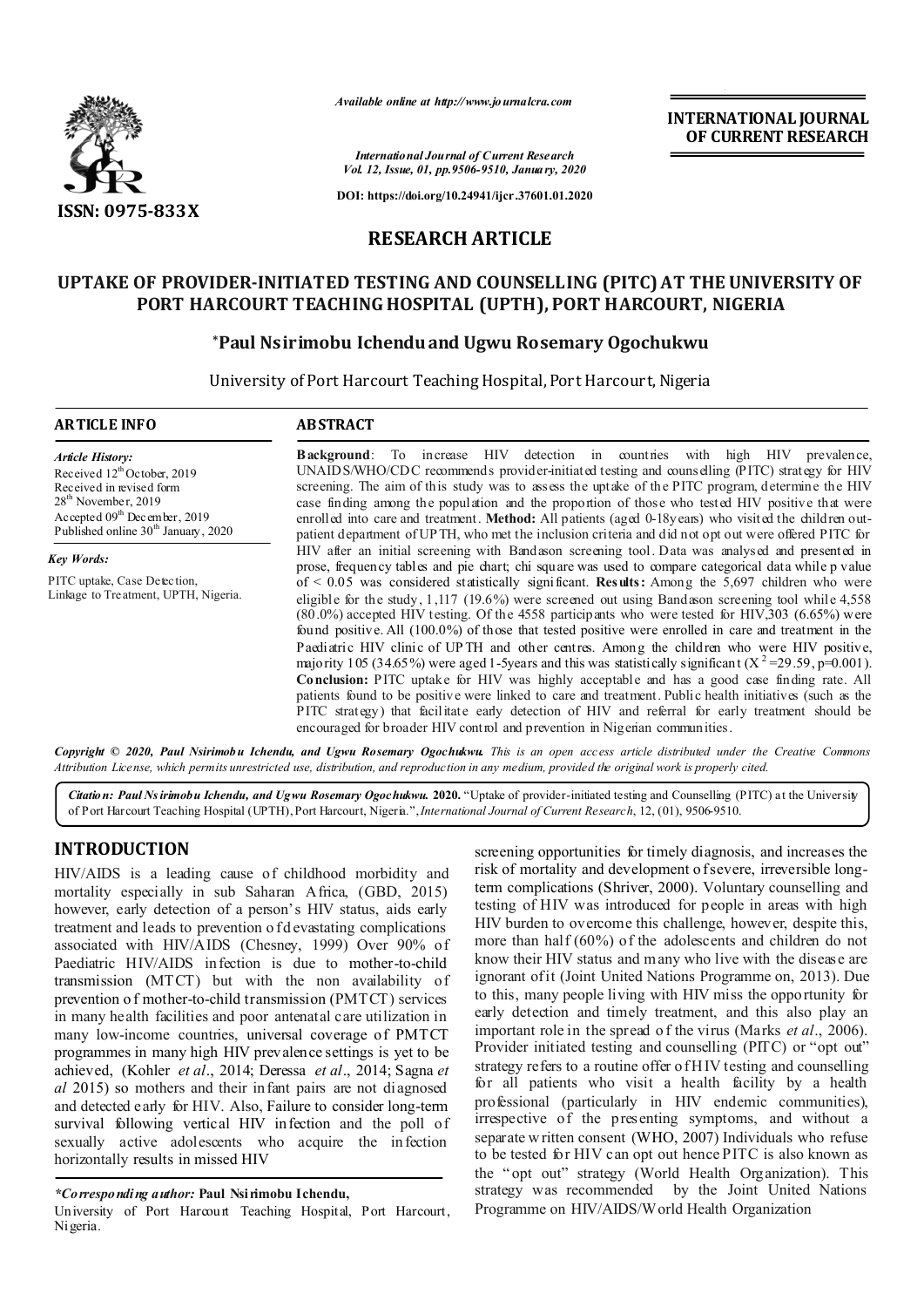Available online at http://www.journalcra.com

International Journal of Current Research
Vol. 12, Issue, 01, pp.9506-9510, January, 2020

DOI: https://doi.org/10.24941/ijcr.37601.01.2020

**INTERNATIONAL JOURNAL OF CURRENT RESEARCH**

ISSN: 0975-833X

## RESEARCH ARTICLE

# UPTAKE OF PROVIDER-INITIATED TESTING AND COUNSELLING (PITC) AT THE UNIVERSITY OF PORT HARCOURT TEACHING HOSPITAL (UPTH), PORT HARCOURT, NIGERIA

**\*Paul Nsirimobu Ichendu and Ugwu Rosemary Ogochukwu**

University of Port Harcourt Teaching Hospital, Port Harcourt, Nigeria

### ARTICLE INFO

*Article History:*
Received 12th October, 2019
Received in revised form
28th November, 2019
Accepted 09th December, 2019
Published online 30th January, 2020

*Key Words:*
PITC uptake, Case Detection, Linkage to Treatment, UPTH, Nigeria.

### ABSTRACT

**Background**: To increase HIV detection in countries with high HIV prevalence, UNAIDS/WHO/CDC recommends provider-initiated testing and counselling (PITC) strategy for HIV screening. The aim of this study was to assess the uptake of the PITC program, determine the HIV case finding among the population and the proportion of those who tested HIV positive that were enrolled into care and treatment. **Method:** All patients (aged 0-18years) who visited the children out-patient department of UPTH, who met the inclusion criteria and did not opt out were offered PITC for HIV after an initial screening with Bandason screening tool. Data was analysed and presented in prose, frequency tables and pie chart; chi square was used to compare categorical data while p value of < 0.05 was considered statistically significant. **Results:** Among the 5,697 children who were eligible for the study, 1,117 (19.6%) were screened out using Bandason screening tool while 4,558 (80.0%) accepted HIV testing. Of the 4558 participants who were tested for HIV,303 (6.65%) were found positive. All (100.0%) of those that tested positive were enrolled in care and treatment in the Paediatric HIV clinic of UPTH and other centres. Among the children who were HIV positive, majority 105 (34.65%) were aged 1-5years and this was statistically significant ($X^2$=29.59, p=0.001). **Conclusion:** PITC uptake for HIV was highly acceptable and has a good case finding rate. All patients found to be positive were linked to care and treatment. Public health initiatives (such as the PITC strategy) that facilitate early detection of HIV and referral for early treatment should be encouraged for broader HIV control and prevention in Nigerian communities.

*Copyright © 2020, Paul Nsirimobu Ichendu, and Ugwu Rosemary Ogochukwu. This is an open access article distributed under the Creative Commons Attribution License, which permits unrestricted use, distribution, and reproduction in any medium, provided the original work is properly cited.*

***Citation:** Paul Nsirimobu Ichendu, and Ugwu Rosemary Ogochukwu. 2020.* "Uptake of provider-initiated testing and Counselling (PITC) at the University of Port Harcourt Teaching Hospital (UPTH), Port Harcourt, Nigeria.", *International Journal of Current Research*, 12, (01), 9506-9510.

## INTRODUCTION

HIV/AIDS is a leading cause of childhood morbidity and mortality especially in sub Saharan Africa, (GBD, 2015) however, early detection of a person's HIV status, aids early treatment and leads to prevention of devastating complications associated with HIV/AIDS (Chesney, 1999) Over 90% of Paediatric HIV/AIDS infection is due to mother-to-child transmission (MTCT) but with the non availability of prevention of mother-to-child transmission (PMTCT) services in many health facilities and poor antenatal care utilization in many low-income countries, universal coverage of PMTCT programmes in many high HIV prevalence settings is yet to be achieved, (Kohler *et al*., 2014; Deressa *et al*., 2014; Sagna *et al* 2015) so mothers and their infant pairs are not diagnosed and detected early for HIV. Also, Failure to consider long-term survival following vertical HIV infection and the poll of sexually active adolescents who acquire the infection horizontally results in missed HIV screening opportunities for timely diagnosis, and increases the risk of mortality and development of severe, irreversible long-term complications (Shriver, 2000). Voluntary counselling and testing of HIV was introduced for people in areas with high HIV burden to overcome this challenge, however, despite this, more than half (60%) of the adolescents and children do not know their HIV status and many who live with the disease are ignorant of it (Joint United Nations Programme on, 2013). Due to this, many people living with HIV miss the opportunity for early detection and timely treatment, and this also play an important role in the spread of the virus (Marks *et al*., 2006). Provider initiated testing and counselling (PITC) or "opt out" strategy refers to a routine offer of HIV testing and counselling for all patients who visit a health facility by a health professional (particularly in HIV endemic communities), irrespective of the presenting symptoms, and without a separate written consent (WHO, 2007) Individuals who refuse to be tested for HIV can opt out hence PITC is also known as the "opt out" strategy (World Health Organization). This strategy was recommended by the Joint United Nations Programme on HIV/AIDS/World Health Organization

*\*Corresponding author:* **Paul Nsirimobu Ichendu,**
University of Port Harcourt Teaching Hospital, Port Harcourt, Nigeria.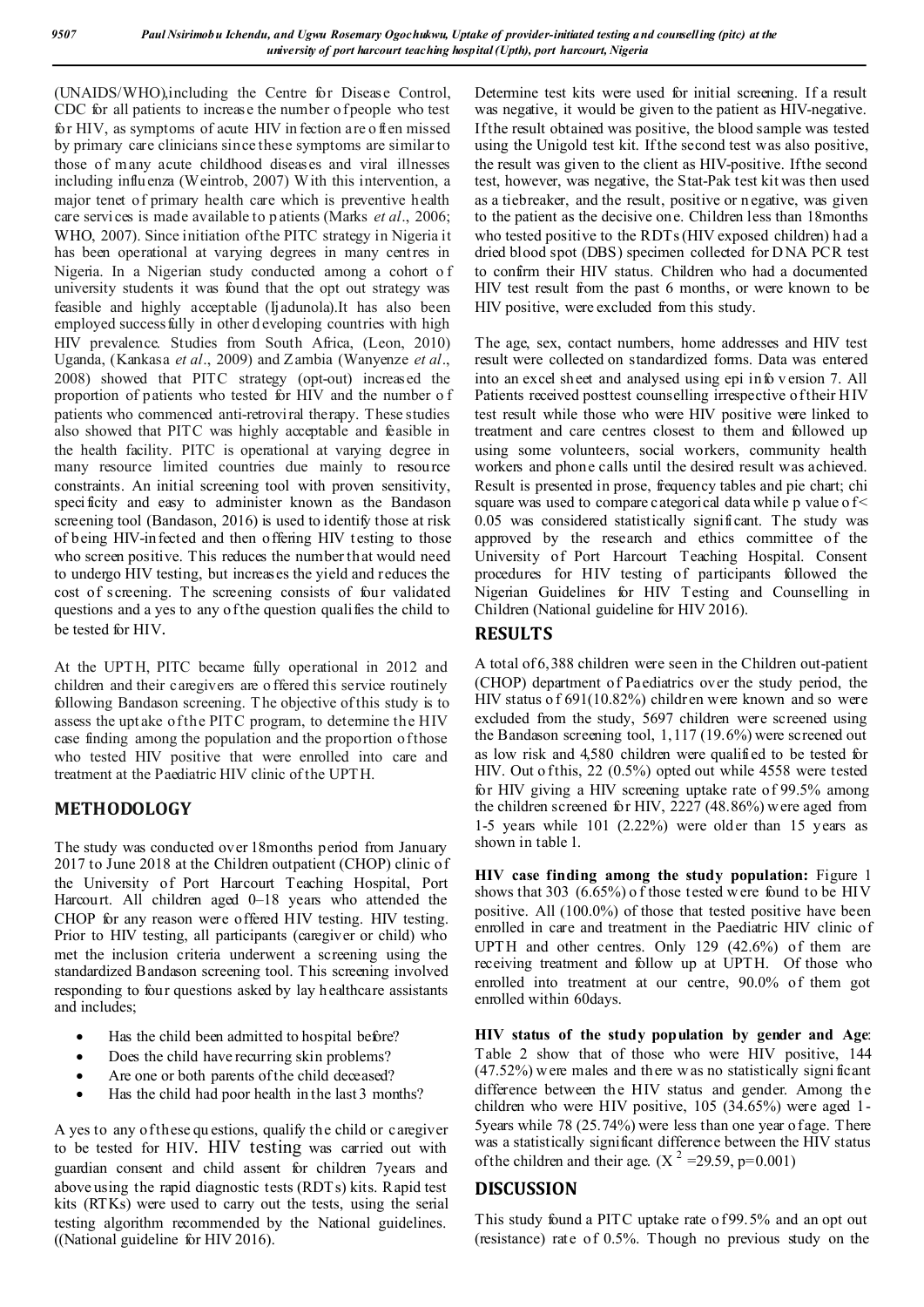(UNAIDS/WHO),including the Centre for Disease Control, CDC for all patients to increase the number of people who test for HIV, as symptoms of acute HIV infection are often missed by primary care clinicians since these symptoms are similar to those of many acute childhood diseases and viral illnesses including influenza (Weintrob, 2007) With this intervention, a major tenet of primary health care which is preventive health care services is made available to patients (Marks *et al*., 2006; WHO, 2007). Since initiation of the PITC strategy in Nigeria it has been operational at varying degrees in many centres in Nigeria. In a Nigerian study conducted among a cohort of university students it was found that the opt out strategy was feasible and highly acceptable (Ijadunola).It has also been employed successfully in other developing countries with high HIV prevalence. Studies from South Africa, (Leon, 2010) Uganda, (Kankasa *et al*., 2009) and Zambia (Wanyenze *et al*., 2008) showed that PITC strategy (opt-out) increased the proportion of patients who tested for HIV and the number of patients who commenced anti-retroviral therapy. These studies also showed that PITC was highly acceptable and feasible in the health facility. PITC is operational at varying degree in many resource limited countries due mainly to resource constraints. An initial screening tool with proven sensitivity, specificity and easy to administer known as the Bandason screening tool (Bandason, 2016) is used to identify those at risk of being HIV-infected and then offering HIV testing to those who screen positive. This reduces the number that would need to undergo HIV testing, but increases the yield and reduces the cost of screening. The screening consists of four validated questions and a yes to any of the question qualifies the child to be tested for HIV.

At the UPTH, PITC became fully operational in 2012 and children and their caregivers are offered this service routinely following Bandason screening. The objective of this study is to assess the uptake of the PITC program, to determine the HIV case finding among the population and the proportion of those who tested HIV positive that were enrolled into care and treatment at the Paediatric HIV clinic of the UPTH.

## METHODOLOGY

The study was conducted over 18months period from January 2017 to June 2018 at the Children outpatient (CHOP) clinic of the University of Port Harcourt Teaching Hospital, Port Harcourt. All children aged 0–18 years who attended the CHOP for any reason were offered HIV testing. HIV testing. Prior to HIV testing, all participants (caregiver or child) who met the inclusion criteria underwent a screening using the standardized Bandason screening tool. This screening involved responding to four questions asked by lay healthcare assistants and includes;

- Has the child been admitted to hospital before?
- Does the child have recurring skin problems?
- Are one or both parents of the child deceased?
- Has the child had poor health in the last 3 months?

A yes to any of these questions, qualify the child or caregiver to be tested for HIV. HIV testing was carried out with guardian consent and child assent for children 7years and above using the rapid diagnostic tests (RDTs) kits. Rapid test kits (RTKs) were used to carry out the tests, using the serial testing algorithm recommended by the National guidelines. ((National guideline for HIV 2016).

Determine test kits were used for initial screening. If a result was negative, it would be given to the patient as HIV-negative. If the result obtained was positive, the blood sample was tested using the Unigold test kit. If the second test was also positive, the result was given to the client as HIV-positive. If the second test, however, was negative, the Stat-Pak test kit was then used as a tiebreaker, and the result, positive or negative, was given to the patient as the decisive one. Children less than 18months who tested positive to the RDTs (HIV exposed children) had a dried blood spot (DBS) specimen collected for DNA PCR test to confirm their HIV status. Children who had a documented HIV test result from the past 6 months, or were known to be HIV positive, were excluded from this study.

The age, sex, contact numbers, home addresses and HIV test result were collected on standardized forms. Data was entered into an excel sheet and analysed using epi info version 7. All Patients received posttest counselling irrespective of their HIV test result while those who were HIV positive were linked to treatment and care centres closest to them and followed up using some volunteers, social workers, community health workers and phone calls until the desired result was achieved. Result is presented in prose, frequency tables and pie chart; chi square was used to compare categorical data while p value of $< 0.05$ was considered statistically significant. The study was approved by the research and ethics committee of the University of Port Harcourt Teaching Hospital. Consent procedures for HIV testing of participants followed the Nigerian Guidelines for HIV Testing and Counselling in Children (National guideline for HIV 2016).

## RESULTS

A total of 6,388 children were seen in the Children out-patient (CHOP) department of Paediatrics over the study period, the HIV status of 691(10.82%) children were known and so were excluded from the study, 5697 children were screened using the Bandason screening tool, 1,117 (19.6%) were screened out as low risk and 4,580 children were qualified to be tested for HIV. Out of this, 22 (0.5%) opted out while 4558 were tested for HIV screening giving a HIV screening uptake rate of 99.5% among the children screened for HIV, 2227 (48.86%) were aged from 1-5 years while 101 (2.22%) were older than 15 years as shown in table 1.

**HIV case finding among the study population:** Figure 1 shows that 303 (6.65%) of those tested were found to be HIV positive. All (100.0%) of those that tested positive have been enrolled in care and treatment in the Paediatric HIV clinic of UPTH and other centres. Only 129 (42.6%) of them are receiving treatment and follow up at UPTH. Of those who enrolled into treatment at our centre, 90.0% of them got enrolled within 60days.

**HIV status of the study population by gender and Age**: Table 2 show that of those who were HIV positive, 144 (47.52%) were males and there was no statistically significant difference between the HIV status and gender. Among the children who were HIV positive, 105 (34.65%) were aged 1-5years while 78 (25.74%) were less than one year of age. There was a statistically significant difference between the HIV status of the children and their age. ($X^2 = 29.59$, $p=0.001$)

## DISCUSSION

This study found a PITC uptake rate of 99.5% and an opt out (resistance) rate of 0.5%. Though no previous study on the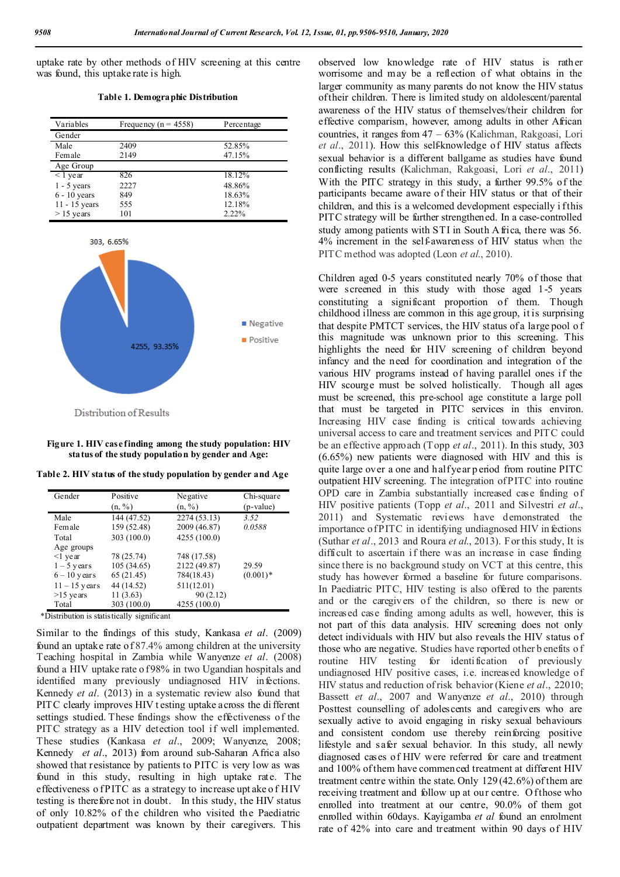uptake rate by other methods of HIV screening at this centre was found, this uptake rate is high.

**Table 1. Demographic Distribution**

| Variables | Frequency (n = 4558) | Percentage |
|---|---|---|
| Gender | | |
| Male | 2409 | 52.85% |
| Female | 2149 | 47.15% |
| Age Group | | |
| < 1 year | 826 | 18.12% |
| 1 - 5 years | 2227 | 48.86% |
| 6 - 10 years | 849 | 18.63% |
| 11 - 15 years | 555 | 12.18% |
| > 15 years | 101 | 2.22% |

303, 6.65%

4255, 93.35%

Negative
Positive

Distribution of Results

**Figure 1. HIV case finding among the study population: HIV status of the study population by gender and Age:**

**Table 2. HIV status of the study population by gender and Age**

| Gender | Positive (n, %) | Negative (n, %) | Chi-square (p-value) |
|---|---|---|---|
| Male | 144 (47.52) | 2274 (53.13) | *3.52* |
| Female | 159 (52.48) | 2009 (46.87) | *0.0588* |
| Total | 303 (100.0) | 4255 (100.0) | |
| Age groups | | | |
| <1 year | 78 (25.74) | 748 (17.58) | |
| 1 – 5 years | 105 (34.65) | 2122 (49.87) | 29.59 |
| 6 – 10 years | 65 (21.45) | 784(18.43) | (0.001)* |
| 11 – 15 years | 44 (14.52) | 511(12.01) | |
| >15 years | 11 (3.63) | 90 (2.12) | |
| Total | 303 (100.0) | 4255 (100.0) | |

*Distribution is statistically significant

Similar to the findings of this study, Kankasa *et al*. (2009) found an uptake rate of 87.4% among children at the university Teaching hospital in Zambia while Wanyenze *et al*. (2008) found a HIV uptake rate of 98% in two Ugandian hospitals and identified many previously undiagnosed HIV infections. Kennedy *et al*. (2013) in a systematic review also found that PITC clearly improves HIV testing uptake across the different settings studied. These findings show the effectiveness of the PITC strategy as a HIV detection tool if well implemented. These studies (Kankasa *et al*., 2009; Wanyenze, 2008; Kennedy *et al*., 2013) from around sub-Saharan Africa also showed that resistance by patients to PITC is very low as was found in this study, resulting in high uptake rate. The effectiveness of PITC as a strategy to increase uptake of HIV testing is therefore not in doubt. In this study, the HIV status of only 10.82% of the children who visited the Paediatric outpatient department was known by their caregivers. This observed low knowledge rate of HIV status is rather worrisome and may be a reflection of what obtains in the larger community as many parents do not know the HIV status of their children. There is limited study on aldolescent/parental awareness of the HIV status of themselves/their children for effective comparism, however, among adults in other African countries, it ranges from 47 – 63% (Kalichman, Rakgoasi, Lori *et al*., 2011). How this self-knowledge of HIV status affects sexual behavior is a different ballgame as studies have found conflicting results (Kalichman, Rakgoasi, Lori *et al*., 2011) With the PITC strategy in this study, a further 99.5% of the participants became aware of their HIV status or that of their children, and this is a welcomed development especially if this PITC strategy will be further strengthened. In a case-controlled study among patients with STI in South Africa, there was 56. 4% increment in the self-awareness of HIV status when the PITC method was adopted (Leon *et al*., 2010).

Children aged 0-5 years constituted nearly 70% of those that were screened in this study with those aged 1-5 years constituting a significant proportion of them. Though childhood illness are common in this age group, it is surprising that despite PMTCT services, the HIV status of a large pool of this magnitude was unknown prior to this screening. This highlights the need for HIV screening of children beyond infancy and the need for coordination and integration of the various HIV programs instead of having parallel ones if the HIV scourge must be solved holistically. Though all ages must be screened, this pre-school age constitute a large poll that must be targeted in PITC services in this environ. Increasing HIV case finding is critical towards achieving universal access to care and treatment services and PITC could be an effective approach (Topp *et al*., 2011). In this study, 303 (6.65%) new patients were diagnosed with HIV and this is quite large over a one and half year period from routine PITC outpatient HIV screening. The integration of PITC into routine OPD care in Zambia substantially increased case finding of HIV positive patients (Topp *et al*., 2011 and Silvestri *et al*., 2011) and Systematic reviews have demonstrated the importance of PITC in identifying undiagnosed HIV infections (Suthar *et al*., 2013 and Roura *et al*., 2013). For this study, It is difficult to ascertain if there was an increase in case finding since there is no background study on VCT at this centre, this study has however formed a baseline for future comparisons. In Paediatric PITC, HIV testing is also offered to the parents and or the caregivers of the children, so there is new or increased case finding among adults as well, however, this is not part of this data analysis. HIV screening does not only detect children with HIV but also reveals the HIV status of those who are negative. Studies have reported other benefits of routine HIV testing for identification of previously undiagnosed HIV positive cases, i.e. increased knowledge of HIV status and reduction of risk behavior (Kiene *et al*., 22010; Bassett *et al*., 2007 and Wanyenze *et al*., 2010) through Posttest counselling of adolescents and caregivers who are sexually active to avoid engaging in risky sexual behaviours and consistent condom use thereby reinforcing positive lifestyle and safer sexual behavior. In this study, all newly diagnosed cases of HIV were referred for care and treatment and 100% of them have commenced treatment at different HIV treatment centre within the state. Only 129 (42.6%) of them are receiving treatment and follow up at our centre. Of those who enrolled into treatment at our centre, 90.0% of them got enrolled within 60days. Kayigamba *et al* found an enrolment rate of 42% into care and treatment within 90 days of HIV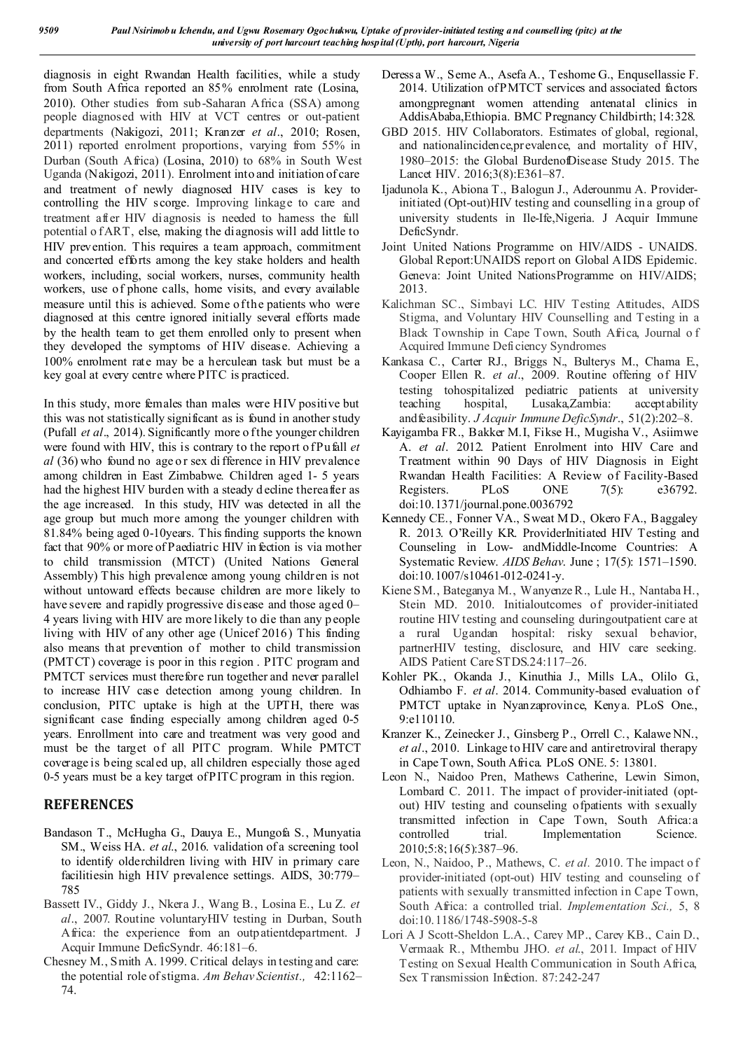diagnosis in eight Rwandan Health facilities, while a study from South Africa reported an 85% enrolment rate (Losina, 2010). Other studies from sub-Saharan Africa (SSA) among people diagnosed with HIV at VCT centres or out-patient departments (Nakigozi, 2011; Kranzer *et al*., 2010; Rosen, 2011) reported enrolment proportions, varying from 55% in Durban (South Africa) (Losina, 2010) to 68% in South West Uganda (Nakigozi, 2011). Enrolment into and initiation of care and treatment of newly diagnosed HIV cases is key to controlling the HIV scorge. Improving linkage to care and treatment after HIV diagnosis is needed to harness the full potential of ART, else, making the diagnosis will add little to HIV prevention. This requires a team approach, commitment and concerted efforts among the key stake holders and health workers, including, social workers, nurses, community health workers, use of phone calls, home visits, and every available measure until this is achieved. Some of the patients who were diagnosed at this centre ignored initially several efforts made by the health team to get them enrolled only to present when they developed the symptoms of HIV disease. Achieving a 100% enrolment rate may be a herculean task but must be a key goal at every centre where PITC is practiced.

In this study, more females than males were HIV positive but this was not statistically significant as is found in another study (Pufall *et al*., 2014). Significantly more of the younger children were found with HIV, this is contrary to the report of Pufall *et al* (36) who found no age or sex difference in HIV prevalence among children in East Zimbabwe. Children aged 1- 5 years had the highest HIV burden with a steady decline thereafter as the age increased. In this study, HIV was detected in all the age group but much more among the younger children with 81.84% being aged 0-10years. This finding supports the known fact that 90% or more of Paediatric HIV infection is via mother to child transmission (MTCT) (United Nations General Assembly) This high prevalence among young children is not without untoward effects because children are more likely to have severe and rapidly progressive disease and those aged 0–4 years living with HIV are more likely to die than any people living with HIV of any other age (Unicef 2016) This finding also means that prevention of mother to child transmission (PMTCT) coverage is poor in this region . PITC program and PMTCT services must therefore run together and never parallel to increase HIV case detection among young children. In conclusion, PITC uptake is high at the UPTH, there was significant case finding especially among children aged 0-5 years. Enrollment into care and treatment was very good and must be the target of all PITC program. While PMTCT coverage is being scaled up, all children especially those aged 0-5 years must be a key target of PITC program in this region.

## REFERENCES

- Bandason T., McHugha G., Dauya E., Mungofa S., Munyatia SM., Weiss HA. *et al*., 2016. validation of a screening tool to identify olderchildren living with HIV in primary care facilitiesin high HIV prevalence settings. AIDS, 30:779–785
- Bassett IV., Giddy J., Nkera J., Wang B., Losina E., Lu Z. *et al*., 2007. Routine voluntaryHIV testing in Durban, South Africa: the experience from an outpatientdepartment. J Acquir Immune DeficSyndr. 46:181–6.
- Chesney M., Smith A. 1999. Critical delays in testing and care: the potential role of stigma. *Am Behav Scientist.,* 42:1162–74.
- Deressa W., Seme A., Asefa A., Teshome G., Enqusellassie F. 2014. Utilization of PMTCT services and associated factors amongpregnant women attending antenatal clinics in AddisAbaba,Ethiopia. BMC Pregnancy Childbirth; 14:328.
- GBD 2015. HIV Collaborators. Estimates of global, regional, and nationalincidence,prevalence, and mortality of HIV, 1980–2015: the Global BurdenofDisease Study 2015. The Lancet HIV. 2016;3(8):E361–87.
- Ijadunola K., Abiona T., Balogun J., Aderounmu A. Provider-initiated (Opt-out)HIV testing and counselling in a group of university students in Ile-Ife,Nigeria. J Acquir Immune DeficSyndr.
- Joint United Nations Programme on HIV/AIDS - UNAIDS. Global Report:UNAIDS report on Global AIDS Epidemic. Geneva: Joint United NationsProgramme on HIV/AIDS; 2013.
- Kalichman SC., Simbayi LC. HIV Testing Attitudes, AIDS Stigma, and Voluntary HIV Counselling and Testing in a Black Township in Cape Town, South Africa, Journal of Acquired Immune Deficiency Syndromes
- Kankasa C., Carter RJ., Briggs N., Bulterys M., Chama E., Cooper Ellen R. *et al*., 2009. Routine offering of HIV testing tohospitalized pediatric patients at university teaching hospital, Lusaka,Zambia: acceptability andfeasibility. *J Acquir Immune DeficSyndr*., 51(2):202–8.
- Kayigamba FR., Bakker M.I, Fikse H., Mugisha V., Asiimwe A. *et al*. 2012. Patient Enrolment into HIV Care and Treatment within 90 Days of HIV Diagnosis in Eight Rwandan Health Facilities: A Review of Facility-Based Registers. PLoS ONE 7(5): e36792. doi:10.1371/journal.pone.0036792
- Kennedy CE., Fonner VA., Sweat MD., Okero FA., Baggaley R. 2013. O'Reilly KR. ProviderInitiated HIV Testing and Counseling in Low- andMiddle-Income Countries: A Systematic Review. *AIDS Behav.* June ; 17(5): 1571–1590. doi:10.1007/s10461-012-0241-y.
- Kiene SM., Bateganya M., Wanyenze R., Lule H., Nantaba H., Stein MD. 2010. Initialoutcomes of provider-initiated routine HIV testing and counseling duringoutpatient care at a rural Ugandan hospital: risky sexual behavior, partnerHIV testing, disclosure, and HIV care seeking. AIDS Patient Care STDS.24:117–26.
- Kohler PK., Okanda J., Kinuthia J., Mills LA., Olilo G., Odhiambo F. *et al*. 2014. Community-based evaluation of PMTCT uptake in Nyanzaprovince, Kenya. PLoS One., 9:e110110.
- Kranzer K., Zeinecker J., Ginsberg P., Orrell C., Kalawe NN., *et al*., 2010. Linkage to HIV care and antiretroviral therapy in Cape Town, South Africa. PLoS ONE. 5: 13801.
- Leon N., Naidoo Pren, Mathews Catherine, Lewin Simon, Lombard C. 2011. The impact of provider-initiated (opt-out) HIV testing and counseling of patients with sexually transmitted infection in Cape Town, South Africa:a controlled trial. Implementation Science. 2010;5:8;16(5):387–96.
- Leon, N., Naidoo, P., Mathews, C. *et al.* 2010. The impact of provider-initiated (opt-out) HIV testing and counseling of patients with sexually transmitted infection in Cape Town, South Africa: a controlled trial. *Implementation Sci.,* 5, 8 doi:10.1186/1748-5908-5-8
- Lori A J Scott-Sheldon L.A., Carey MP., Carey KB., Cain D., Vermaak R., Mthembu JHO. *et al*., 2011. Impact of HIV Testing on Sexual Health Communication in South Africa, Sex Transmission Infection. 87:242-247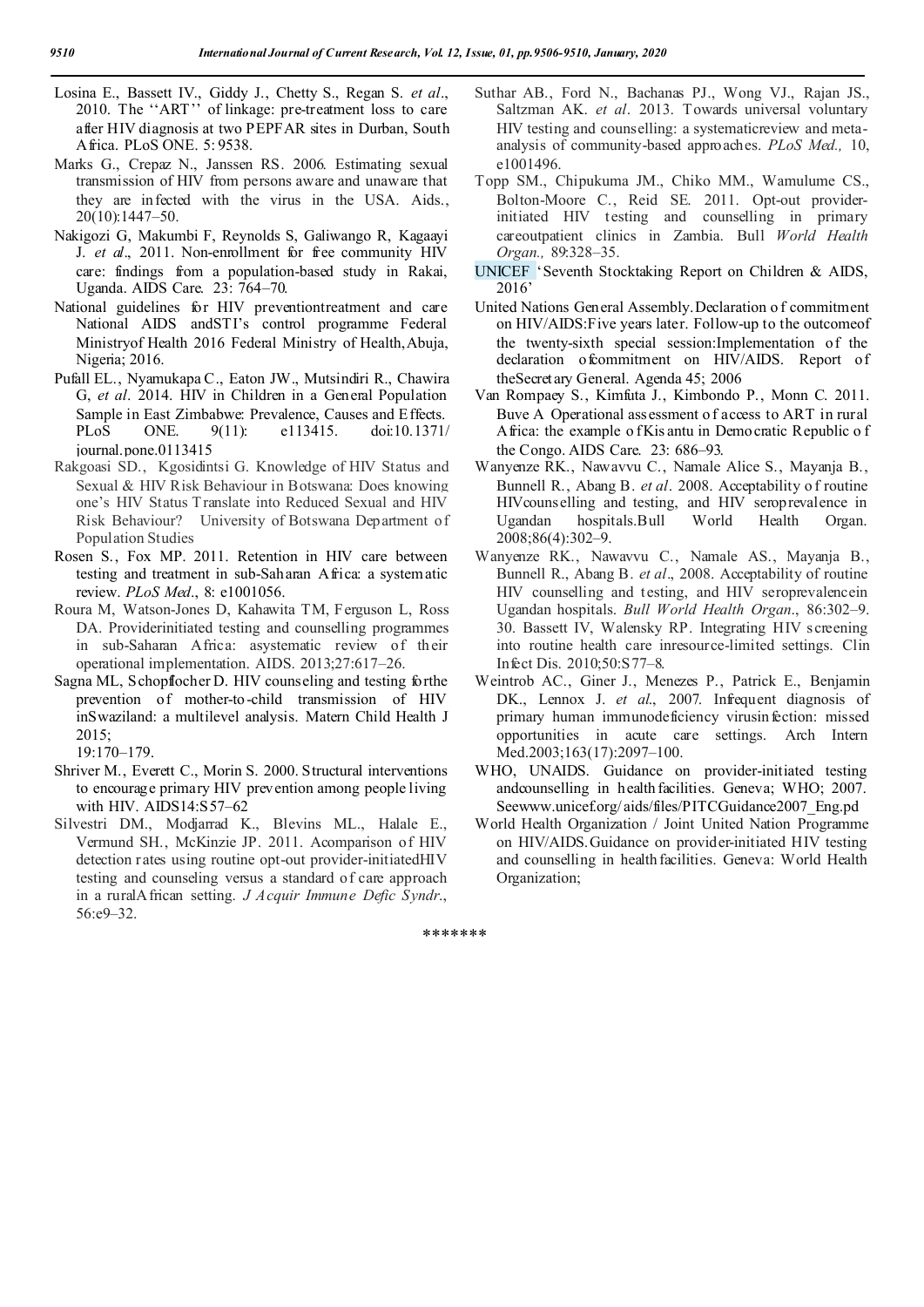Losina E., Bassett IV., Giddy J., Chetty S., Regan S. *et al*., 2010. The ''ART'' of linkage: pre-treatment loss to care after HIV diagnosis at two PEPFAR sites in Durban, South Africa. PLoS ONE. 5: 9538.

Marks G., Crepaz N., Janssen RS. 2006. Estimating sexual transmission of HIV from persons aware and unaware that they are infected with the virus in the USA. Aids., 20(10):1447–50.

Nakigozi G, Makumbi F, Reynolds S, Galiwango R, Kagaayi J. *et al*., 2011. Non-enrollment for free community HIV care: findings from a population-based study in Rakai, Uganda. AIDS Care. 23: 764–70.

National guidelines for HIV preventiontreatment and care National AIDS andSTI's control programme Federal Ministryof Health 2016 Federal Ministry of Health,Abuja, Nigeria; 2016.

Pufall EL., Nyamukapa C., Eaton JW., Mutsindiri R., Chawira G, *et al*. 2014. HIV in Children in a General Population Sample in East Zimbabwe: Prevalence, Causes and Effects. PLoS ONE. 9(11): e113415. doi:10.1371/ journal.pone.0113415

Rakgoasi SD., Kgosidintsi G. Knowledge of HIV Status and Sexual & HIV Risk Behaviour in Botswana: Does knowing one's HIV Status Translate into Reduced Sexual and HIV Risk Behaviour? University of Botswana Department of Population Studies

Rosen S., Fox MP. 2011. Retention in HIV care between testing and treatment in sub-Saharan Africa: a systematic review. *PLoS Med*., 8: e1001056.

Roura M, Watson-Jones D, Kahawita TM, Ferguson L, Ross DA. Providerinitiated testing and counselling programmes in sub-Saharan Africa: asystematic review of their operational implementation. AIDS. 2013;27:617–26.

Sagna ML, Schopflocher D. HIV counseling and testing forthe prevention of mother-to-child transmission of HIV inSwaziland: a multilevel analysis. Matern Child Health J 2015;
19:170–179.

Shriver M., Everett C., Morin S. 2000. Structural interventions to encourage primary HIV prevention among people living with HIV. AIDS14:S57–62

Silvestri DM., Modjarrad K., Blevins ML., Halale E., Vermund SH., McKinzie JP. 2011. Acomparison of HIV detection rates using routine opt-out provider-initiatedHIV testing and counseling versus a standard of care approach in a ruralAfrican setting. *J Acquir Immune Defic Syndr*., 56:e9–32.

Suthar AB., Ford N., Bachanas PJ., Wong VJ., Rajan JS., Saltzman AK. *et al*. 2013. Towards universal voluntary HIV testing and counselling: a systematicreview and meta-analysis of community-based approaches. *PLoS Med.,* 10, e1001496.

Topp SM., Chipukuma JM., Chiko MM., Wamulume CS., Bolton-Moore C., Reid SE. 2011. Opt-out provider-initiated HIV testing and counselling in primary careoutpatient clinics in Zambia. Bull *World Health Organ.,* 89:328–35.

UNICEF 'Seventh Stocktaking Report on Children & AIDS, 2016'

United Nations General Assembly.Declaration of commitment on HIV/AIDS:Five years later. Follow-up to the outcomeof the twenty-sixth special session:Implementation of the declaration ofcommitment on HIV/AIDS. Report of theSecretary General. Agenda 45; 2006

Van Rompaey S., Kimfuta J., Kimbondo P., Monn C. 2011. Buve A Operational assessment of access to ART in rural Africa: the example of Kisantu in Democratic Republic of the Congo. AIDS Care. 23: 686–93.

Wanyenze RK., Nawavvu C., Namale Alice S., Mayanja B., Bunnell R., Abang B. *et al*. 2008. Acceptability of routine HIVcounselling and testing, and HIV seroprevalence in Ugandan hospitals.Bull World Health Organ. 2008;86(4):302–9.

Wanyenze RK., Nawavvu C., Namale AS., Mayanja B., Bunnell R., Abang B. *et al*., 2008. Acceptability of routine HIV counselling and testing, and HIV seroprevalencein Ugandan hospitals. *Bull World Health Organ*., 86:302–9. 30. Bassett IV, Walensky RP. Integrating HIV screening into routine health care inresource-limited settings. Clin Infect Dis. 2010;50:S77–8.

Weintrob AC., Giner J., Menezes P., Patrick E., Benjamin DK., Lennox J. *et al*., 2007. Infrequent diagnosis of primary human immunodeficiency virusinfection: missed opportunities in acute care settings. Arch Intern Med.2003;163(17):2097–100.

WHO, UNAIDS. Guidance on provider-initiated testing andcounselling in health facilities. Geneva; WHO; 2007. Seewww.unicef.org/aids/files/PITCGuidance2007_Eng.pd

World Health Organization / Joint United Nation Programme on HIV/AIDS.Guidance on provider-initiated HIV testing and counselling in health facilities. Geneva: World Health Organization;

*******